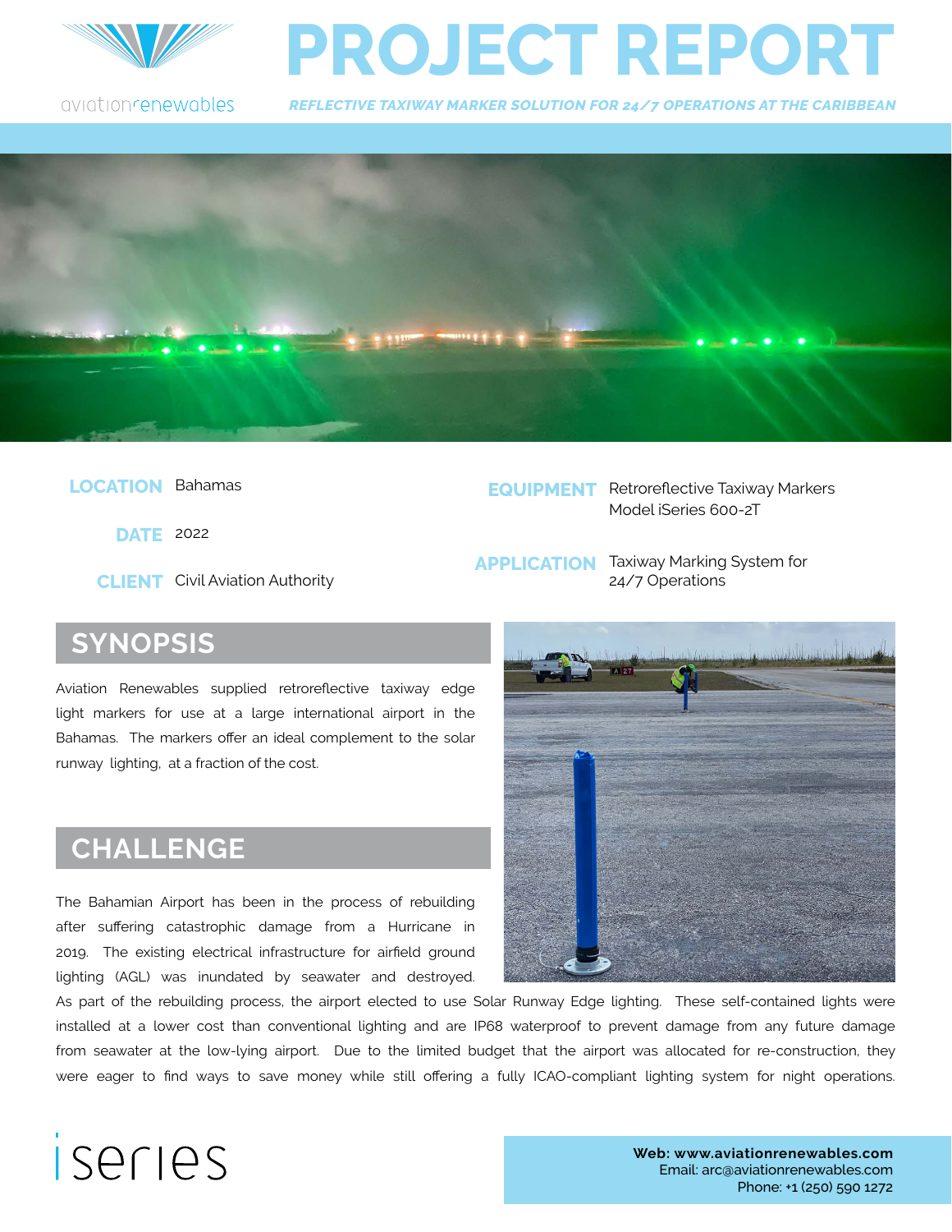aviationrenewables

# PROJECT REPORT

***REFLECTIVE TAXIWAY MARKER SOLUTION FOR 24/7 OPERATIONS AT THE CARIBBEAN***

**LOCATION** Bahamas

**DATE** 2022

**CLIENT** Civil Aviation Authority

**EQUIPMENT** Retroreflective Taxiway Markers Model iSeries 600-2T

**APPLICATION** Taxiway Marking System for 24/7 Operations

## SYNOPSIS

Aviation Renewables supplied retroreflective taxiway edge light markers for use at a large international airport in the Bahamas. The markers offer an ideal complement to the solar runway lighting, at a fraction of the cost.

## CHALLENGE

The Bahamian Airport has been in the process of rebuilding after suffering catastrophic damage from a Hurricane in 2019. The existing electrical infrastructure for airfield ground lighting (AGL) was inundated by seawater and destroyed. As part of the rebuilding process, the airport elected to use Solar Runway Edge lighting. These self-contained lights were installed at a lower cost than conventional lighting and are IP68 waterproof to prevent damage from any future damage from seawater at the low-lying airport. Due to the limited budget that the airport was allocated for re-construction, they were eager to find ways to save money while still offering a fully ICAO-compliant lighting system for night operations.

iseries

**Web: www.aviationrenewables.com**
Email: arc@aviationrenewables.com
Phone: +1 (250) 590 1272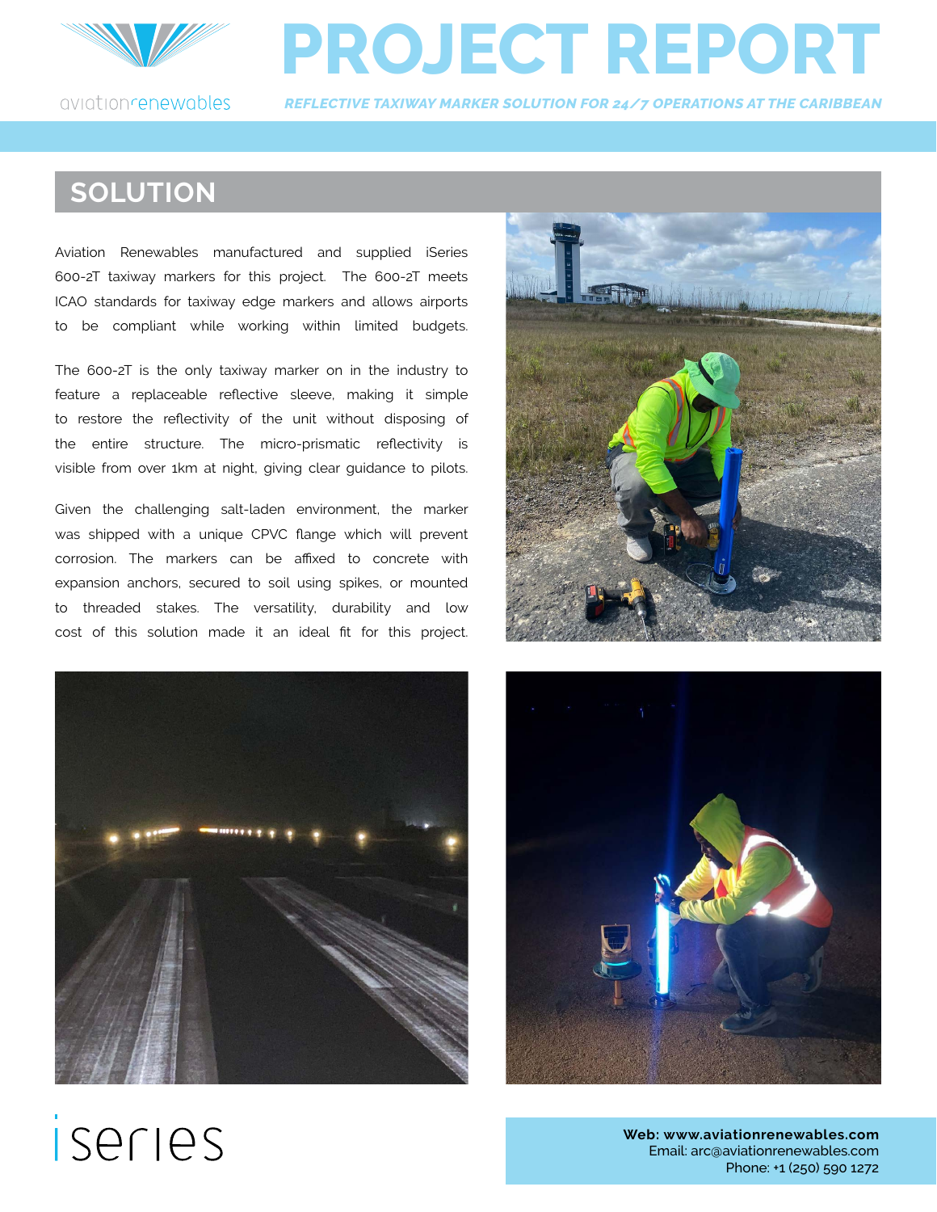# PROJECT REPORT

*REFLECTIVE TAXIWAY MARKER SOLUTION FOR 24/7 OPERATIONS AT THE CARIBBEAN*

## SOLUTION

Aviation Renewables manufactured and supplied iSeries 600-2T taxiway markers for this project. The 600-2T meets ICAO standards for taxiway edge markers and allows airports to be compliant while working within limited budgets.

The 600-2T is the only taxiway marker on in the industry to feature a replaceable reflective sleeve, making it simple to restore the reflectivity of the unit without disposing of the entire structure. The micro-prismatic reflectivity is visible from over 1km at night, giving clear guidance to pilots.

Given the challenging salt-laden environment, the marker was shipped with a unique CPVC flange which will prevent corrosion. The markers can be affixed to concrete with expansion anchors, secured to soil using spikes, or mounted to threaded stakes. The versatility, durability and low cost of this solution made it an ideal fit for this project.

**Web: www.aviationrenewables.com**
Email: arc@aviationrenewables.com
Phone: +1 (250) 590 1272